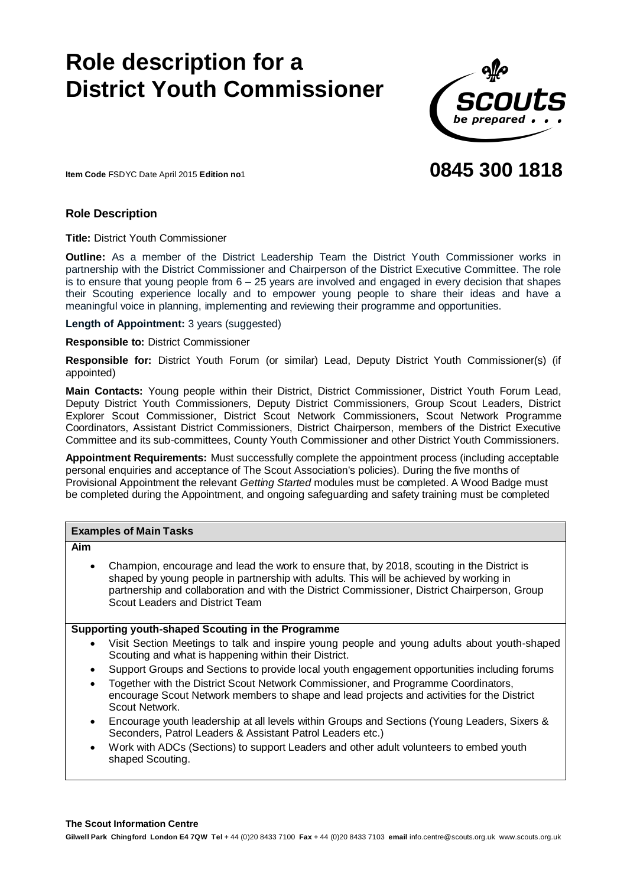# Role description for a District Youth Commissioner

**Item Code** FSDYC Date April 2015 **Edition no**1

**0845 300 1818**

## Role Description

**Title:** District Youth Commissioner

**Outline:** As a member of the District Leadership Team the District Youth Commissioner works in partnership with the District Commissioner and Chairperson of the District Executive Committee. The role is to ensure that young people from 6 – 25 years are involved and engaged in every decision that shapes their Scouting experience locally and to empower young people to share their ideas and have a meaningful voice in planning, implementing and reviewing their programme and opportunities.

**Length of Appointment:** 3 years (suggested)

**Responsible to:** District Commissioner

**Responsible for:** District Youth Forum (or similar) Lead, Deputy District Youth Commissioner(s) (if appointed)

**Main Contacts:** Young people within their District, District Commissioner, District Youth Forum Lead, Deputy District Youth Commissioners, Deputy District Commissioners, Group Scout Leaders, District Explorer Scout Commissioner, District Scout Network Commissioners, Scout Network Programme Coordinators, Assistant District Commissioners, District Chairperson, members of the District Executive Committee and its sub-committees, County Youth Commissioner and other District Youth Commissioners.

**Appointment Requirements:** Must successfully complete the appointment process (including acceptable personal enquiries and acceptance of The Scout Association's policies). During the five months of Provisional Appointment the relevant *Getting Started* modules must be completed. A Wood Badge must be completed during the Appointment, and ongoing safeguarding and safety training must be completed

### Examples of Main Tasks

**Aim**

- Champion, encourage and lead the work to ensure that, by 2018, scouting in the District is shaped by young people in partnership with adults. This will be achieved by working in partnership and collaboration and with the District Commissioner, District Chairperson, Group Scout Leaders and District Team

**Supporting youth-shaped Scouting in the Programme**

- Visit Section Meetings to talk and inspire young people and young adults about youth-shaped Scouting and what is happening within their District.
- Support Groups and Sections to provide local youth engagement opportunities including forums
- Together with the District Scout Network Commissioner, and Programme Coordinators, encourage Scout Network members to shape and lead projects and activities for the District Scout Network.
- Encourage youth leadership at all levels within Groups and Sections (Young Leaders, Sixers & Seconders, Patrol Leaders & Assistant Patrol Leaders etc.)
- Work with ADCs (Sections) to support Leaders and other adult volunteers to embed youth shaped Scouting.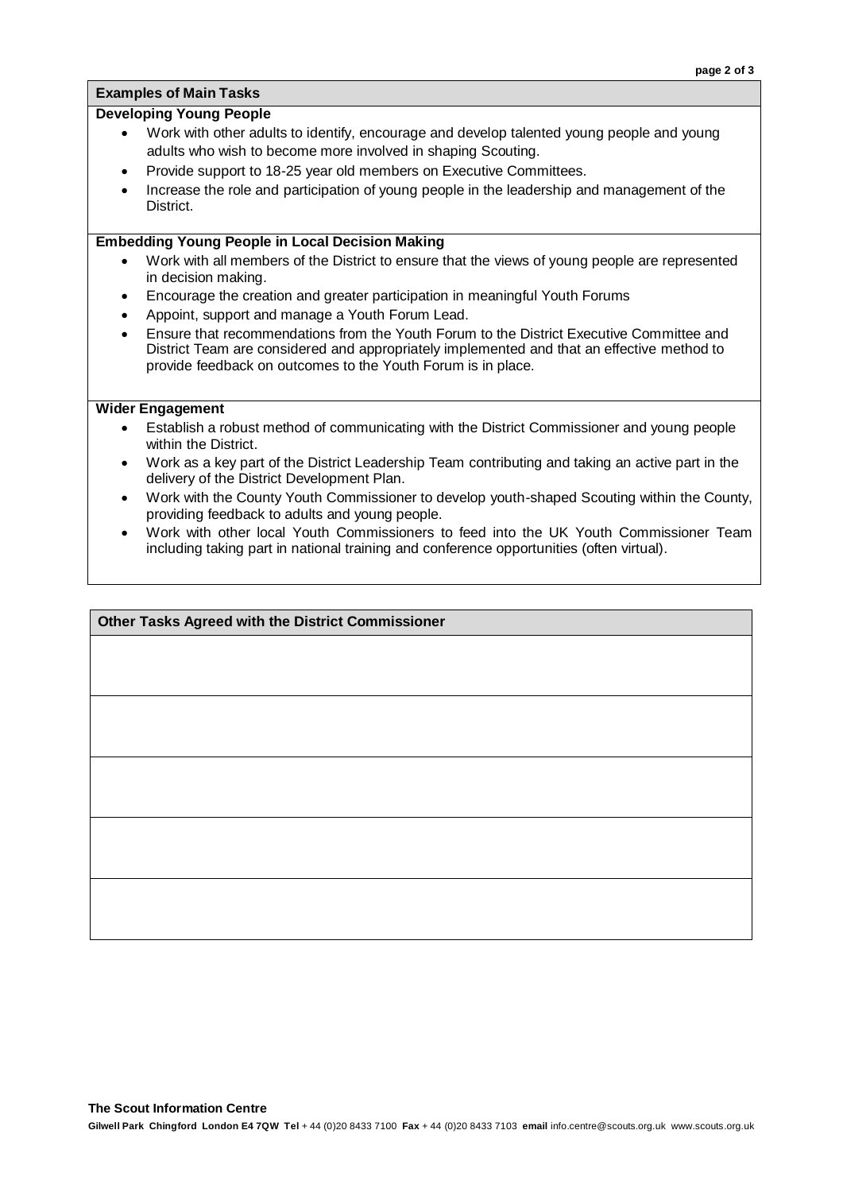## Examples of Main Tasks

### Developing Young People

- Work with other adults to identify, encourage and develop talented young people and young adults who wish to become more involved in shaping Scouting.
- Provide support to 18-25 year old members on Executive Committees.
- Increase the role and participation of young people in the leadership and management of the District.

### Embedding Young People in Local Decision Making

- Work with all members of the District to ensure that the views of young people are represented in decision making.
- Encourage the creation and greater participation in meaningful Youth Forums
- Appoint, support and manage a Youth Forum Lead.
- Ensure that recommendations from the Youth Forum to the District Executive Committee and District Team are considered and appropriately implemented and that an effective method to provide feedback on outcomes to the Youth Forum is in place.

### Wider Engagement

- Establish a robust method of communicating with the District Commissioner and young people within the District.
- Work as a key part of the District Leadership Team contributing and taking an active part in the delivery of the District Development Plan.
- Work with the County Youth Commissioner to develop youth-shaped Scouting within the County, providing feedback to adults and young people.
- Work with other local Youth Commissioners to feed into the UK Youth Commissioner Team including taking part in national training and conference opportunities (often virtual).

| Other Tasks Agreed with the District Commissioner |
| --- |
| |
| |
| |
| |
| |

**The Scout Information Centre**

**Gilwell Park Chingford London E4 7QW Tel** + 44 (0)20 8433 7100 **Fax** + 44 (0)20 8433 7103 **email** info.centre@scouts.org.uk www.scouts.org.uk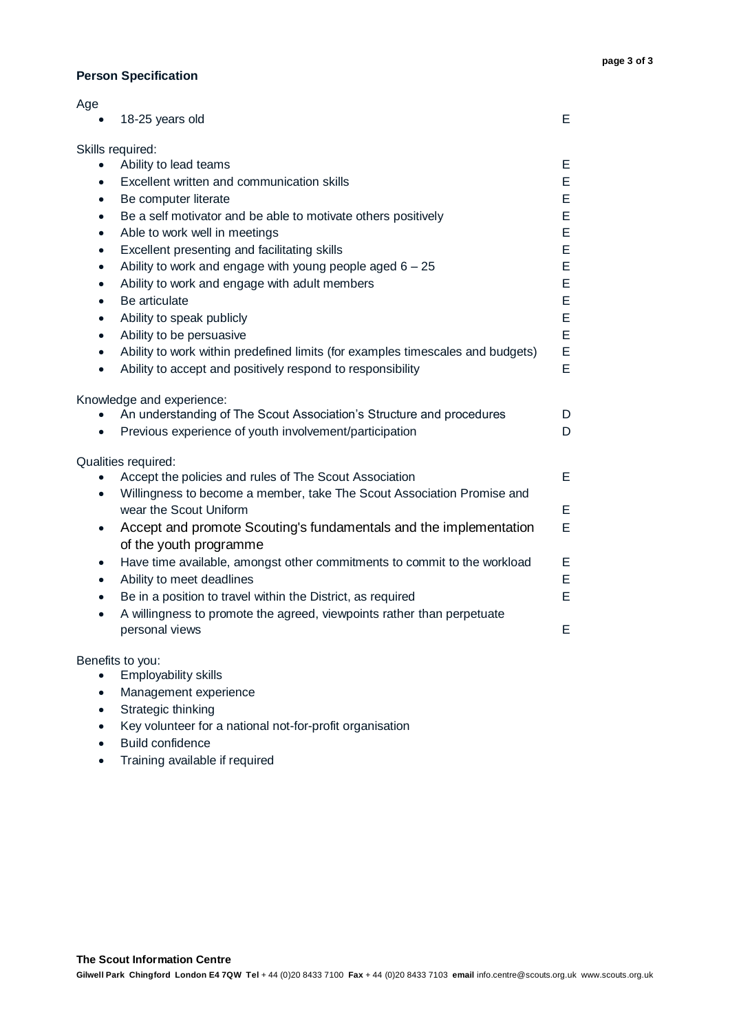**Person Specification**

Age

| | |
|---|---|
| • 18-25 years old | E |

Skills required:

| | |
|---|---|
| • Ability to lead teams | E |
| • Excellent written and communication skills | E |
| • Be computer literate | E |
| • Be a self motivator and be able to motivate others positively | E |
| • Able to work well in meetings | E |
| • Excellent presenting and facilitating skills | E |
| • Ability to work and engage with young people aged 6 – 25 | E |
| • Ability to work and engage with adult members | E |
| • Be articulate | E |
| • Ability to speak publicly | E |
| • Ability to be persuasive | E |
| • Ability to work within predefined limits (for examples timescales and budgets) | E |
| • Ability to accept and positively respond to responsibility | E |

Knowledge and experience:

| | |
|---|---|
| • An understanding of The Scout Association's Structure and procedures | D |
| • Previous experience of youth involvement/participation | D |

Qualities required:

| | |
|---|---|
| • Accept the policies and rules of The Scout Association | E |
| • Willingness to become a member, take The Scout Association Promise and wear the Scout Uniform | E |
| • Accept and promote Scouting's fundamentals and the implementation of the youth programme | E |
| • Have time available, amongst other commitments to commit to the workload | E |
| • Ability to meet deadlines | E |
| • Be in a position to travel within the District, as required | E |
| • A willingness to promote the agreed, viewpoints rather than perpetuate personal views | E |

Benefits to you:

- Employability skills
- Management experience
- Strategic thinking
- Key volunteer for a national not-for-profit organisation
- Build confidence
- Training available if required

**The Scout Information Centre**

**Gilwell Park Chingford London E4 7QW Tel** + 44 (0)20 8433 7100 **Fax** + 44 (0)20 8433 7103 **email** info.centre@scouts.org.uk www.scouts.org.uk